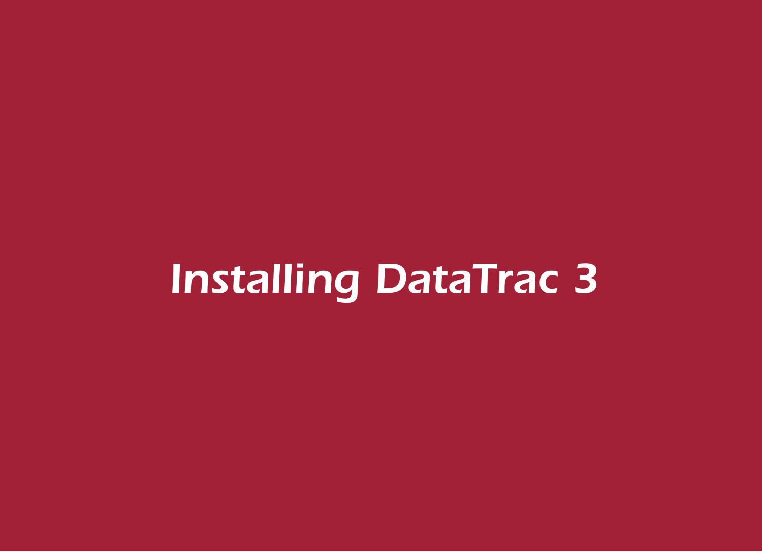# *Installing DataTrac 3*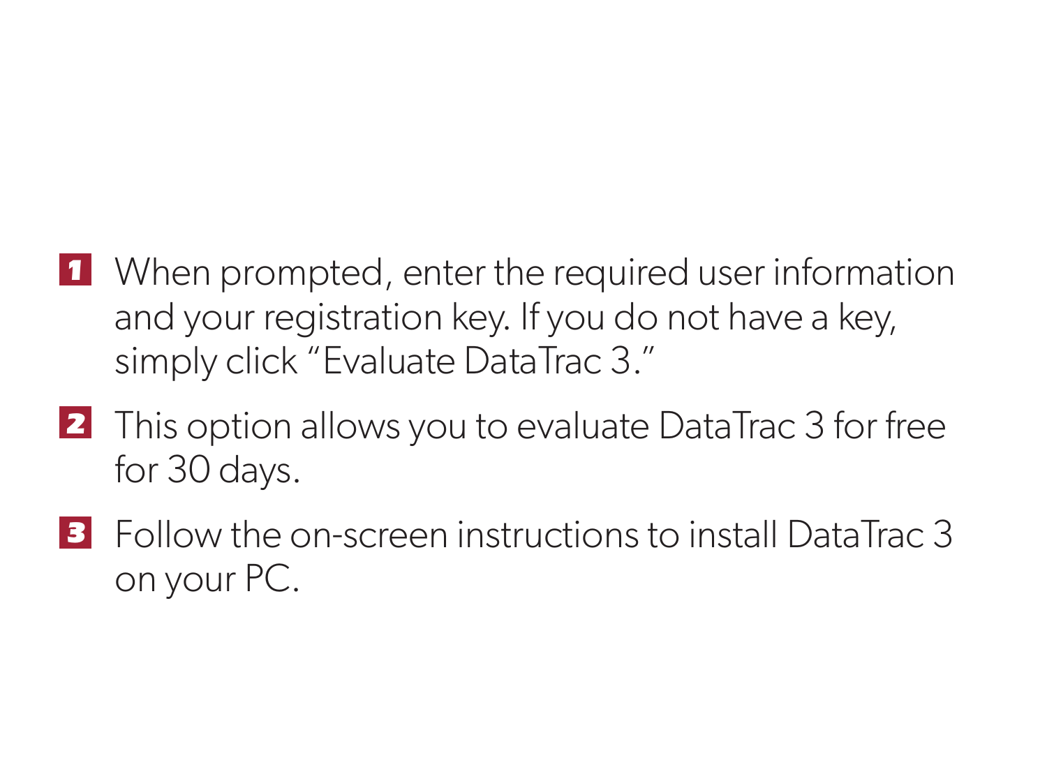1. When prompted, enter the required user information and your registration key. If you do not have a key, simply click "Evaluate DataTrac 3."
2. This option allows you to evaluate DataTrac 3 for free for 30 days.
3. Follow the on-screen instructions to install DataTrac 3 on your PC.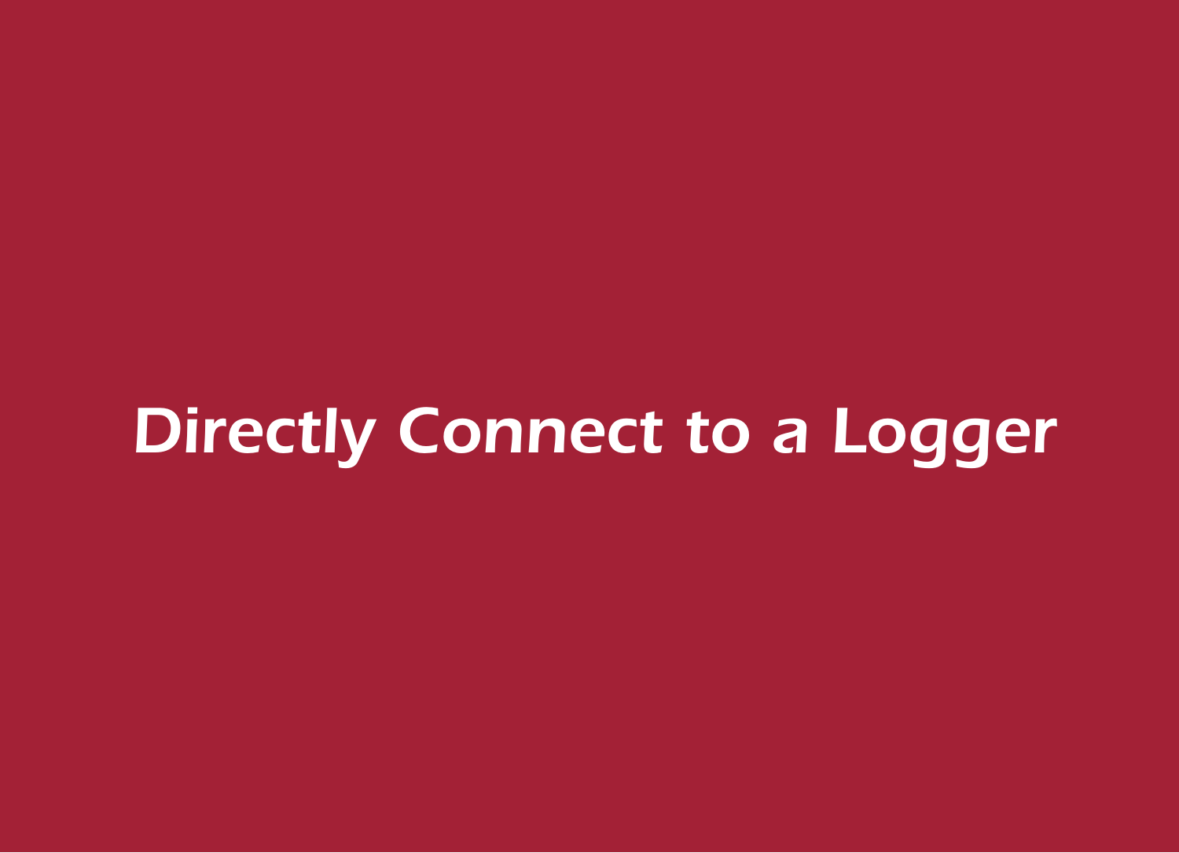# *Directly Connect to a Logger*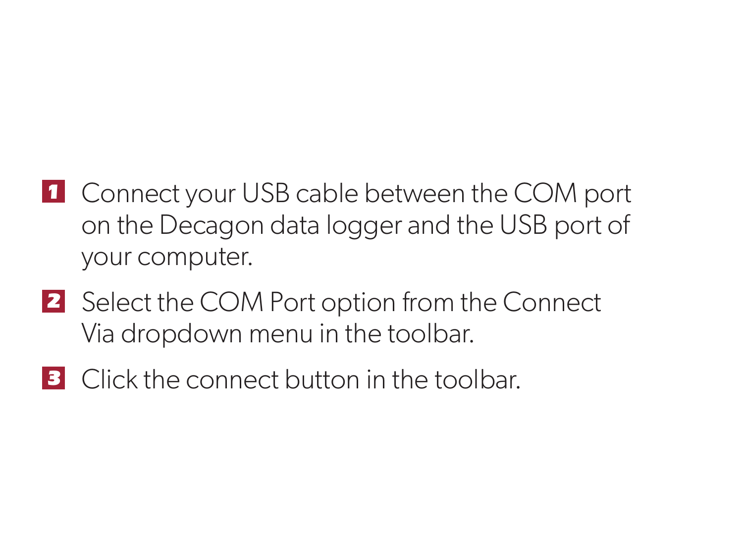1. Connect your USB cable between the COM port on the Decagon data logger and the USB port of your computer.
2. Select the COM Port option from the Connect Via dropdown menu in the toolbar.
3. Click the connect button in the toolbar.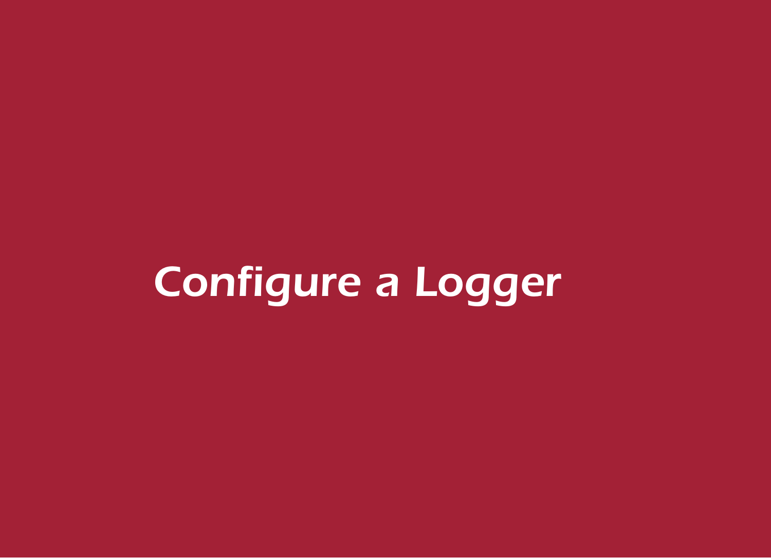# *Configure a Logger*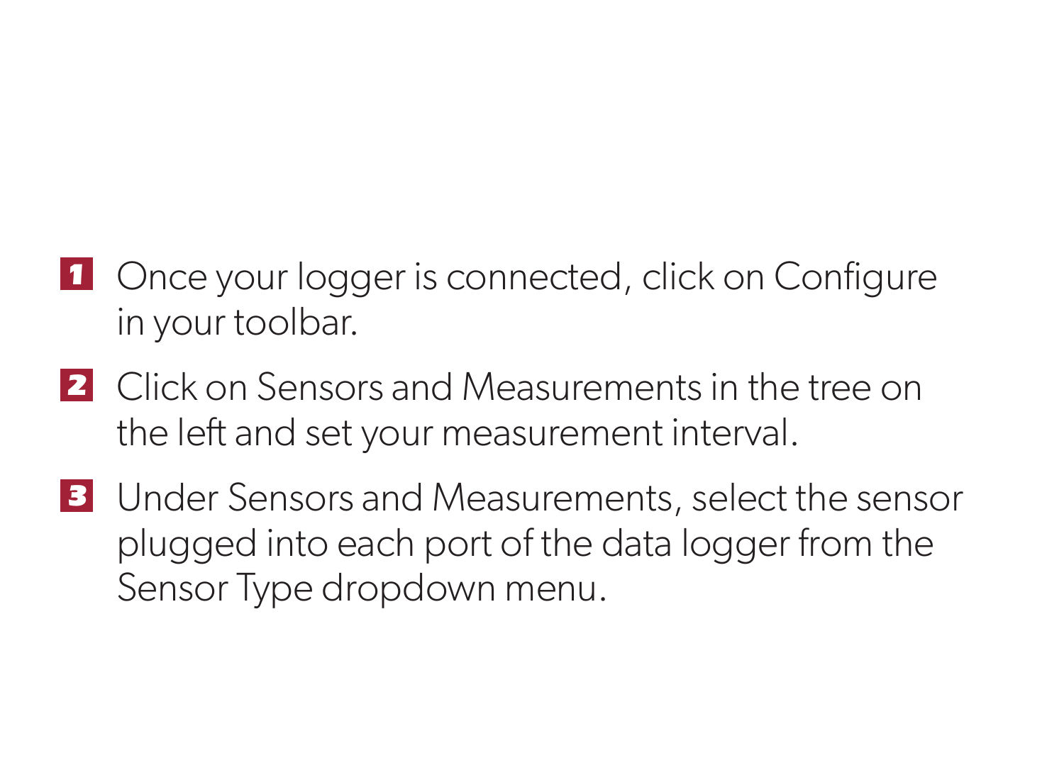1. Once your logger is connected, click on Configure in your toolbar.
2. Click on Sensors and Measurements in the tree on the left and set your measurement interval.
3. Under Sensors and Measurements, select the sensor plugged into each port of the data logger from the Sensor Type dropdown menu.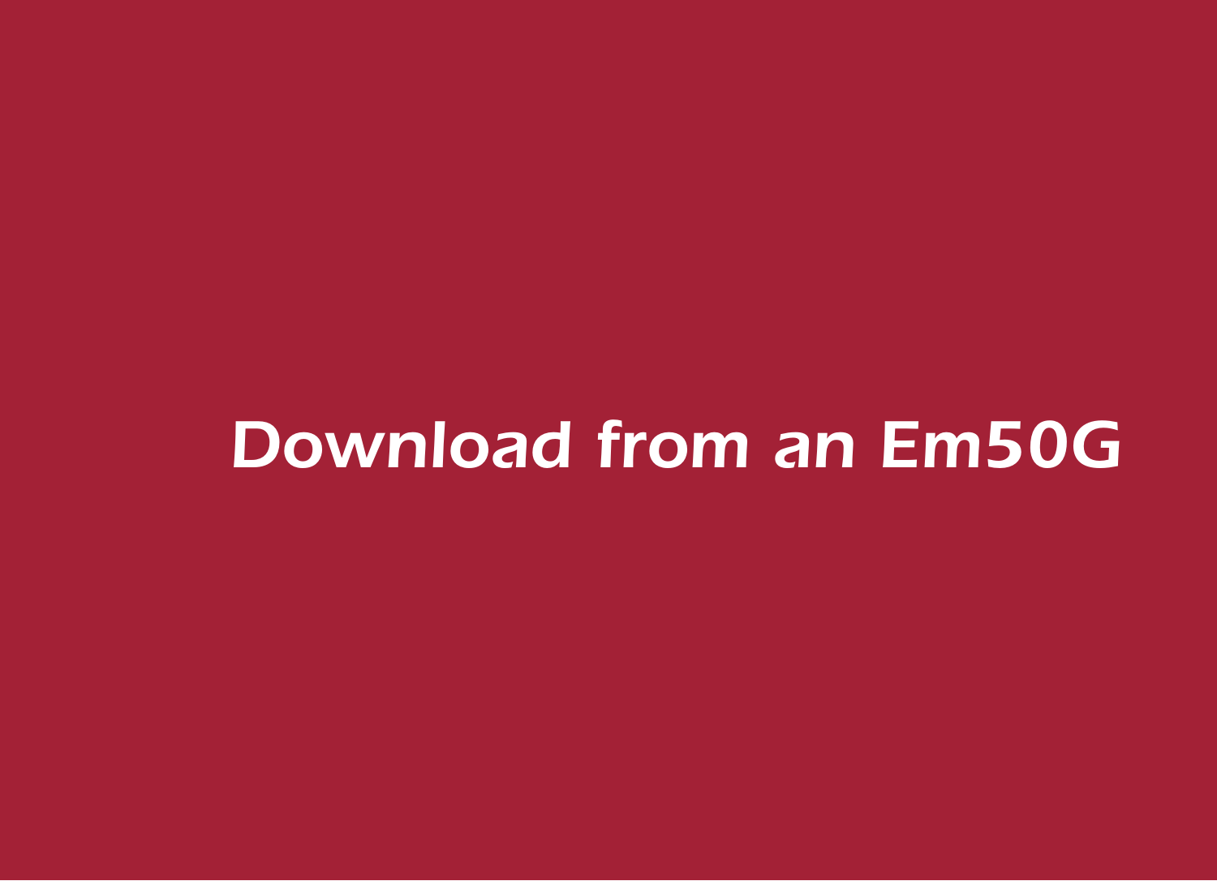# Download from an Em50G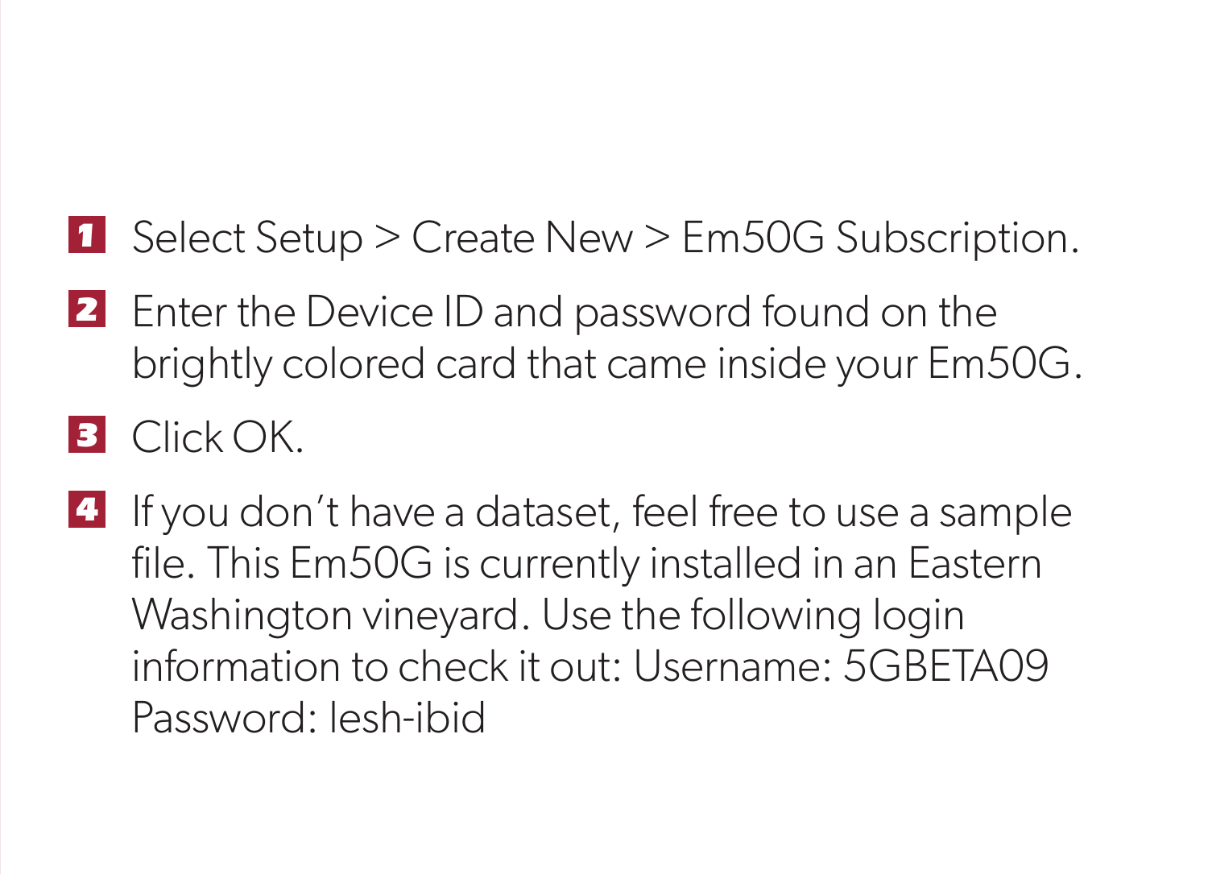1. Select Setup > Create New > Em50G Subscription.
2. Enter the Device ID and password found on the brightly colored card that came inside your Em50G.
3. Click OK.
4. If you don't have a dataset, feel free to use a sample file. This Em50G is currently installed in an Eastern Washington vineyard. Use the following login information to check it out: Username: 5GBETA09 Password: lesh-ibid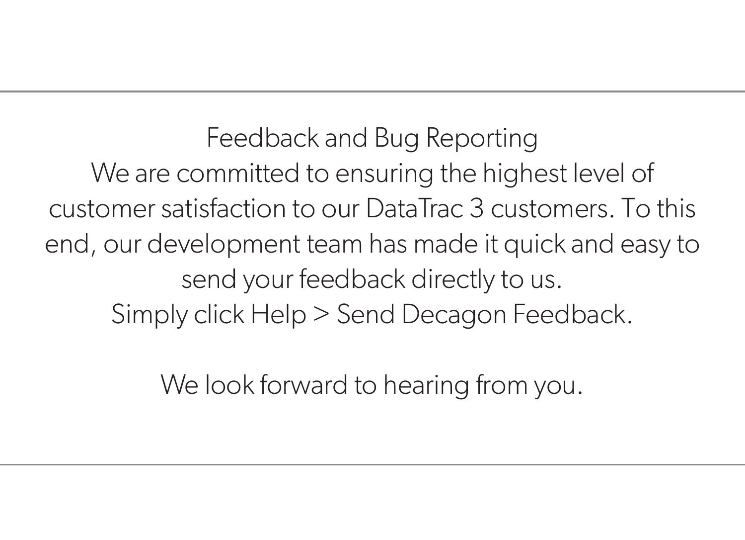## Feedback and Bug Reporting

We are committed to ensuring the highest level of customer satisfaction to our DataTrac 3 customers. To this end, our development team has made it quick and easy to send your feedback directly to us.

Simply click Help > Send Decagon Feedback.

We look forward to hearing from you.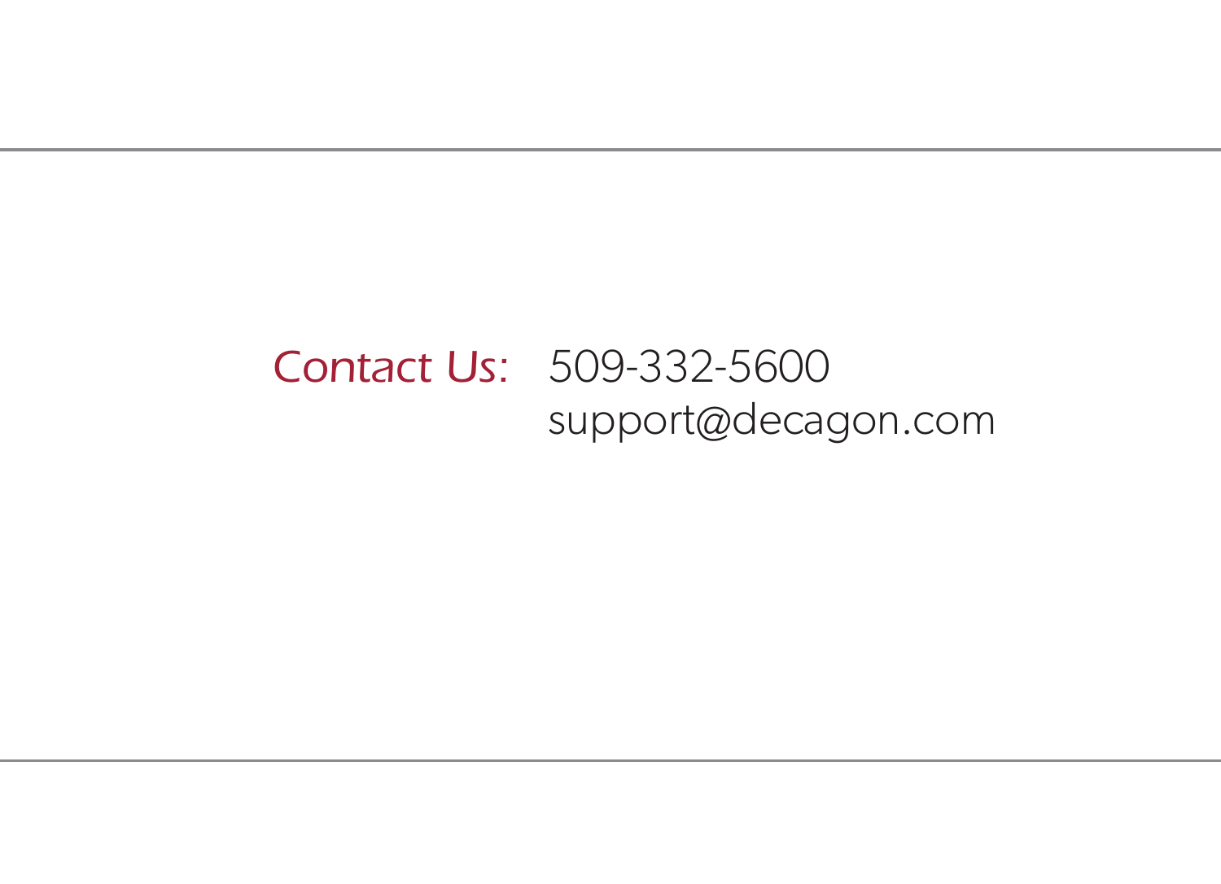Contact Us: 509-332-5600

support@decagon.com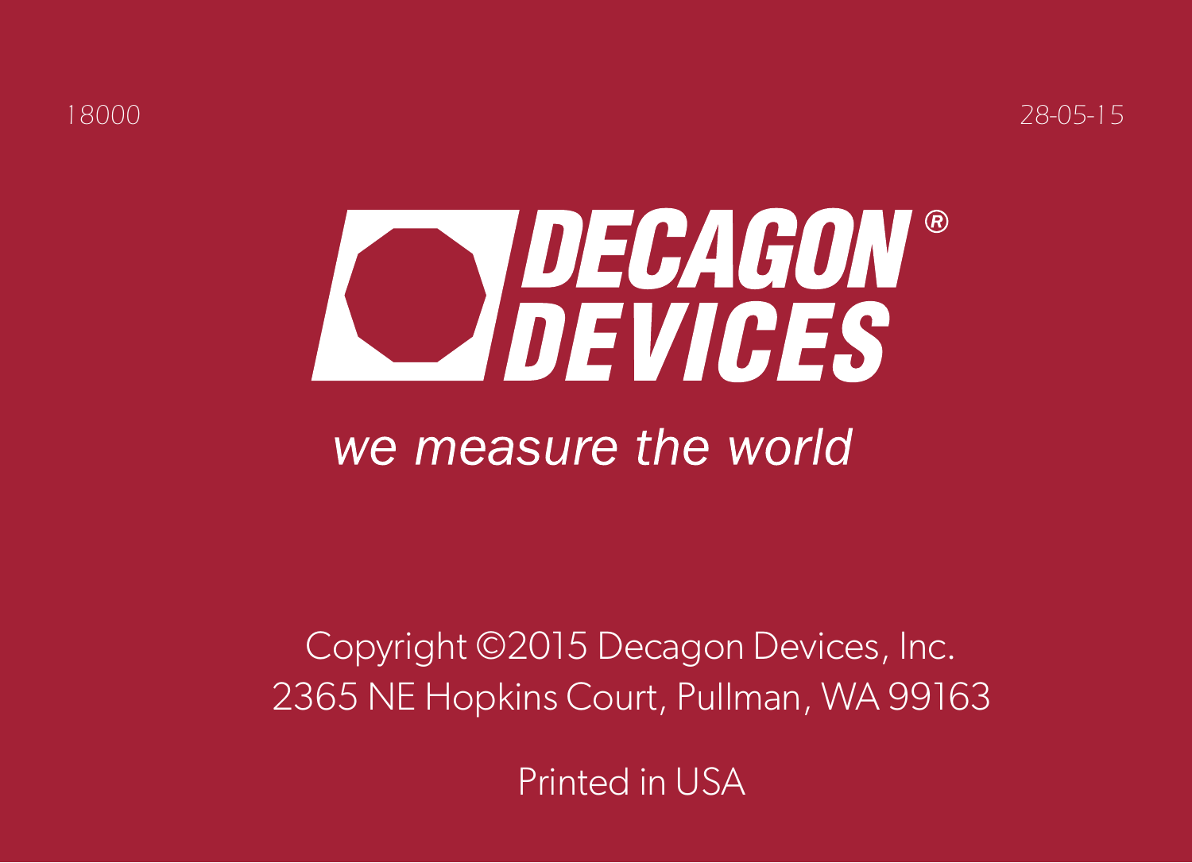18000 28-05-15

**DECAGON® DEVICES**

*we measure the world*

Copyright ©2015 Decagon Devices, Inc.
2365 NE Hopkins Court, Pullman, WA 99163

Printed in USA